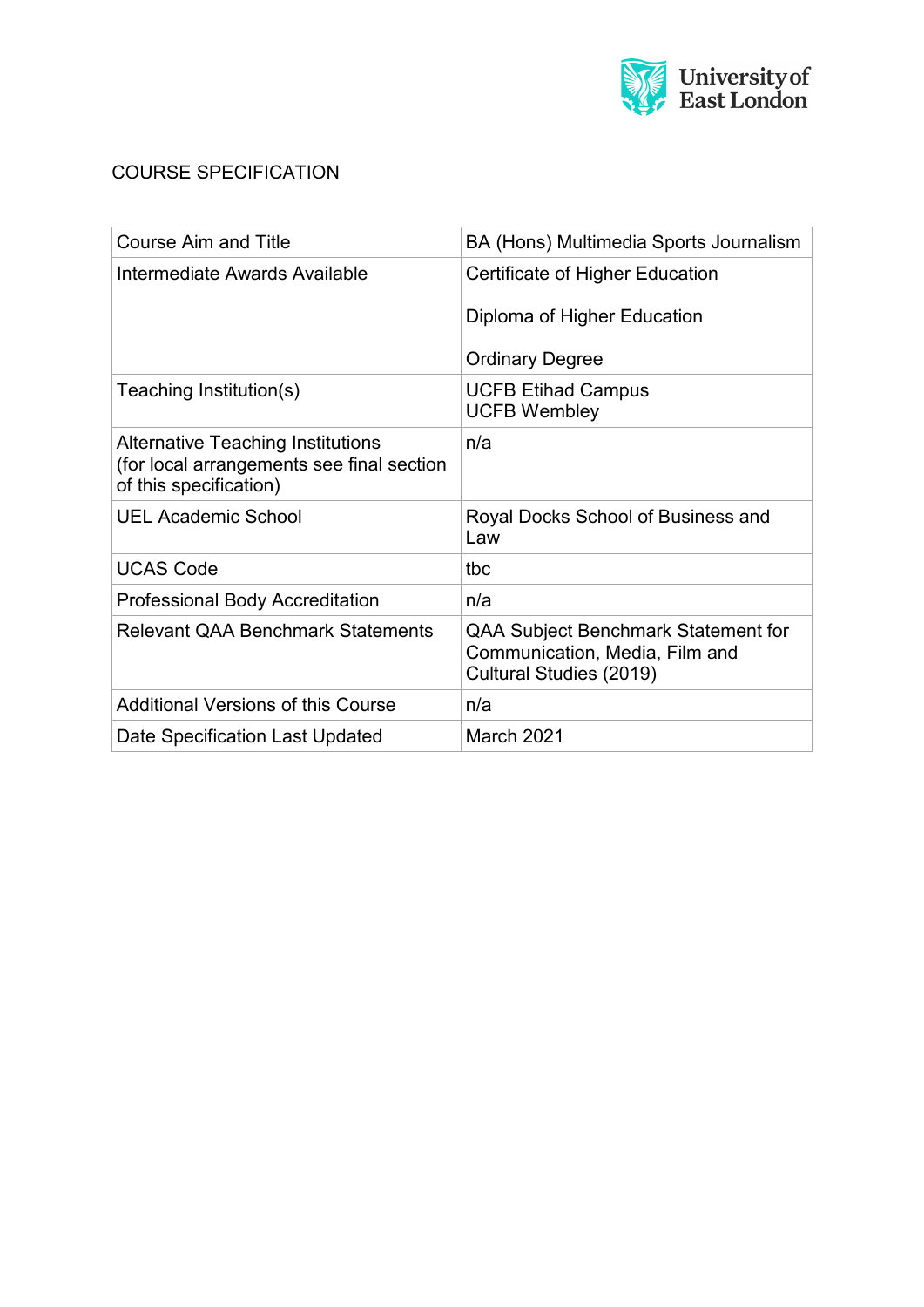# COURSE SPECIFICATION

| | |
|---|---|
| Course Aim and Title | BA (Hons) Multimedia Sports Journalism |
| Intermediate Awards Available | Certificate of Higher Education<br><br>Diploma of Higher Education<br><br>Ordinary Degree |
| Teaching Institution(s) | UCFB Etihad Campus<br>UCFB Wembley |
| Alternative Teaching Institutions (for local arrangements see final section of this specification) | n/a |
| UEL Academic School | Royal Docks School of Business and Law |
| UCAS Code | tbc |
| Professional Body Accreditation | n/a |
| Relevant QAA Benchmark Statements | QAA Subject Benchmark Statement for Communication, Media, Film and Cultural Studies (2019) |
| Additional Versions of this Course | n/a |
| Date Specification Last Updated | March 2021 |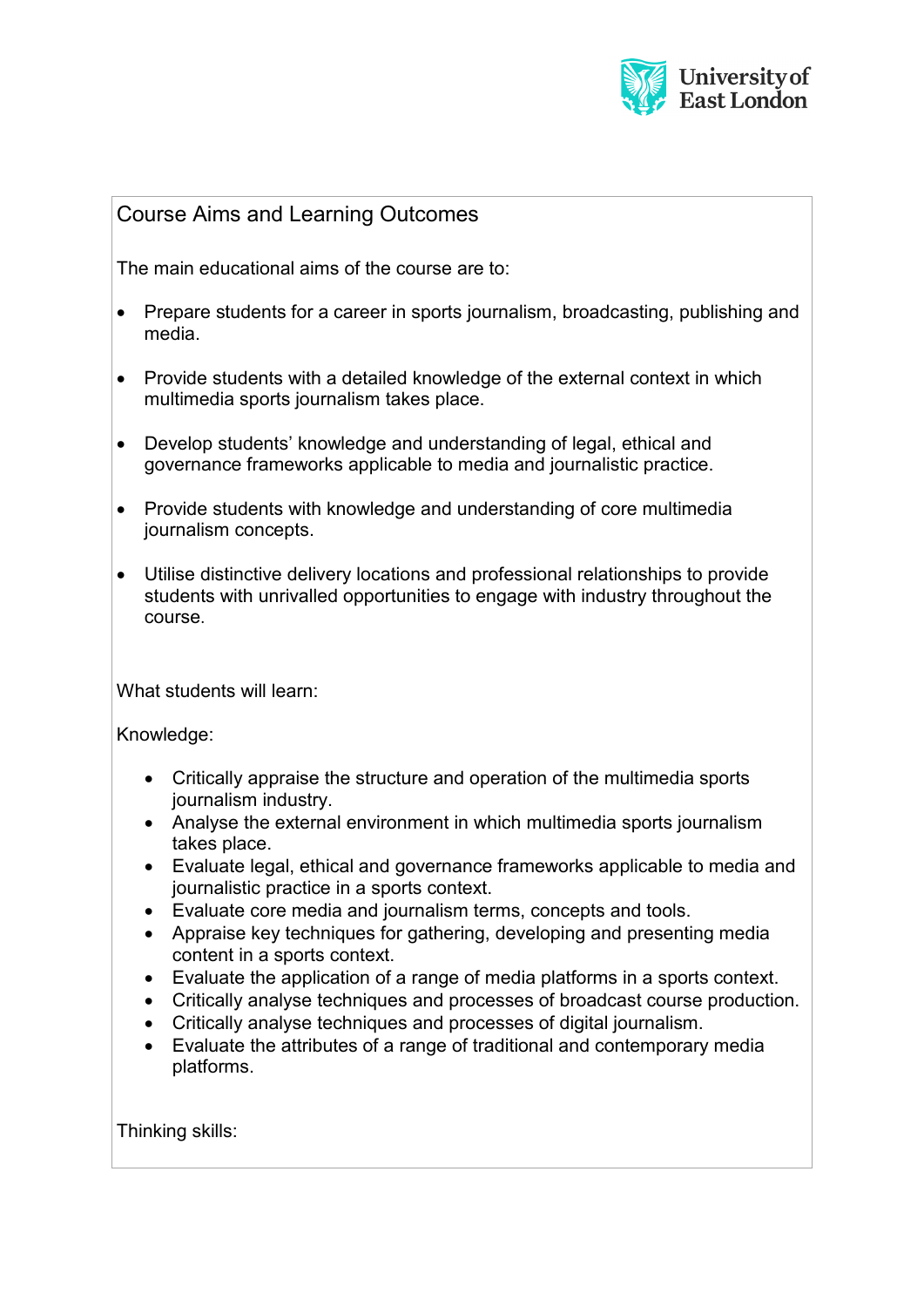## Course Aims and Learning Outcomes

The main educational aims of the course are to:

- Prepare students for a career in sports journalism, broadcasting, publishing and media.
- Provide students with a detailed knowledge of the external context in which multimedia sports journalism takes place.
- Develop students' knowledge and understanding of legal, ethical and governance frameworks applicable to media and journalistic practice.
- Provide students with knowledge and understanding of core multimedia journalism concepts.
- Utilise distinctive delivery locations and professional relationships to provide students with unrivalled opportunities to engage with industry throughout the course.

What students will learn:

Knowledge:

- Critically appraise the structure and operation of the multimedia sports journalism industry.
- Analyse the external environment in which multimedia sports journalism takes place.
- Evaluate legal, ethical and governance frameworks applicable to media and journalistic practice in a sports context.
- Evaluate core media and journalism terms, concepts and tools.
- Appraise key techniques for gathering, developing and presenting media content in a sports context.
- Evaluate the application of a range of media platforms in a sports context.
- Critically analyse techniques and processes of broadcast course production.
- Critically analyse techniques and processes of digital journalism.
- Evaluate the attributes of a range of traditional and contemporary media platforms.

Thinking skills: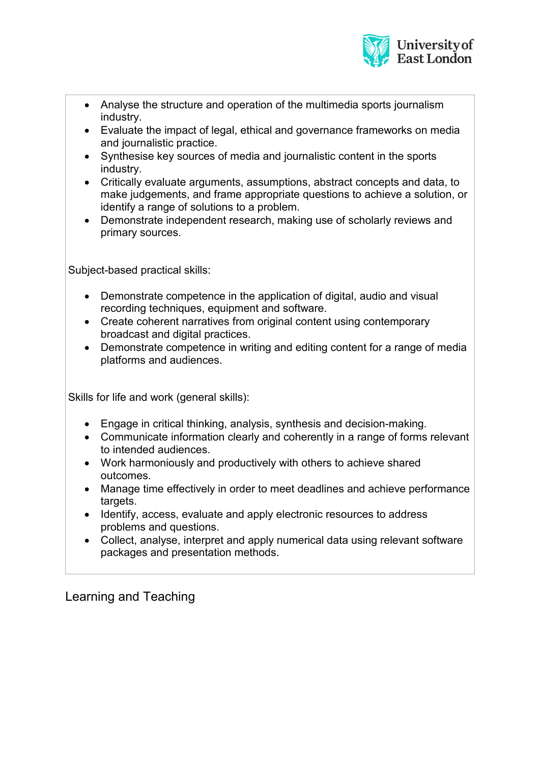- Analyse the structure and operation of the multimedia sports journalism industry.
- Evaluate the impact of legal, ethical and governance frameworks on media and journalistic practice.
- Synthesise key sources of media and journalistic content in the sports industry.
- Critically evaluate arguments, assumptions, abstract concepts and data, to make judgements, and frame appropriate questions to achieve a solution, or identify a range of solutions to a problem.
- Demonstrate independent research, making use of scholarly reviews and primary sources.

Subject-based practical skills:

- Demonstrate competence in the application of digital, audio and visual recording techniques, equipment and software.
- Create coherent narratives from original content using contemporary broadcast and digital practices.
- Demonstrate competence in writing and editing content for a range of media platforms and audiences.

Skills for life and work (general skills):

- Engage in critical thinking, analysis, synthesis and decision-making.
- Communicate information clearly and coherently in a range of forms relevant to intended audiences.
- Work harmoniously and productively with others to achieve shared outcomes.
- Manage time effectively in order to meet deadlines and achieve performance targets.
- Identify, access, evaluate and apply electronic resources to address problems and questions.
- Collect, analyse, interpret and apply numerical data using relevant software packages and presentation methods.

## Learning and Teaching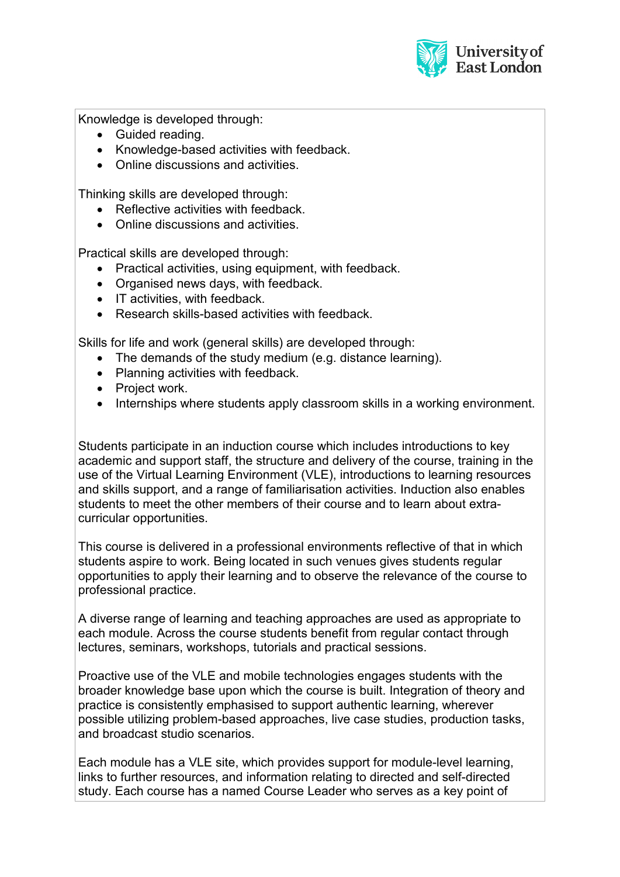Knowledge is developed through:

- Guided reading.
- Knowledge-based activities with feedback.
- Online discussions and activities.

Thinking skills are developed through:

- Reflective activities with feedback.
- Online discussions and activities.

Practical skills are developed through:

- Practical activities, using equipment, with feedback.
- Organised news days, with feedback.
- IT activities, with feedback.
- Research skills-based activities with feedback.

Skills for life and work (general skills) are developed through:

- The demands of the study medium (e.g. distance learning).
- Planning activities with feedback.
- Project work.
- Internships where students apply classroom skills in a working environment.

Students participate in an induction course which includes introductions to key academic and support staff, the structure and delivery of the course, training in the use of the Virtual Learning Environment (VLE), introductions to learning resources and skills support, and a range of familiarisation activities. Induction also enables students to meet the other members of their course and to learn about extra-curricular opportunities.

This course is delivered in a professional environments reflective of that in which students aspire to work. Being located in such venues gives students regular opportunities to apply their learning and to observe the relevance of the course to professional practice.

A diverse range of learning and teaching approaches are used as appropriate to each module. Across the course students benefit from regular contact through lectures, seminars, workshops, tutorials and practical sessions.

Proactive use of the VLE and mobile technologies engages students with the broader knowledge base upon which the course is built. Integration of theory and practice is consistently emphasised to support authentic learning, wherever possible utilizing problem-based approaches, live case studies, production tasks, and broadcast studio scenarios.

Each module has a VLE site, which provides support for module-level learning, links to further resources, and information relating to directed and self-directed study. Each course has a named Course Leader who serves as a key point of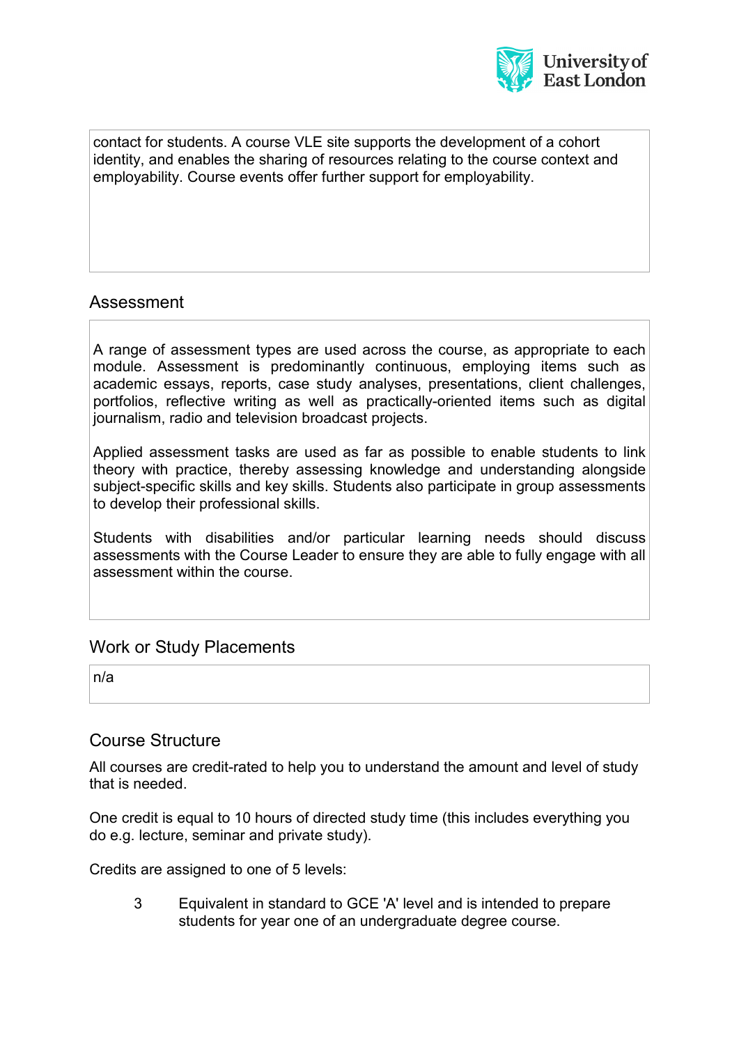contact for students. A course VLE site supports the development of a cohort identity, and enables the sharing of resources relating to the course context and employability. Course events offer further support for employability.

## Assessment

A range of assessment types are used across the course, as appropriate to each module. Assessment is predominantly continuous, employing items such as academic essays, reports, case study analyses, presentations, client challenges, portfolios, reflective writing as well as practically-oriented items such as digital journalism, radio and television broadcast projects.

Applied assessment tasks are used as far as possible to enable students to link theory with practice, thereby assessing knowledge and understanding alongside subject-specific skills and key skills. Students also participate in group assessments to develop their professional skills.

Students with disabilities and/or particular learning needs should discuss assessments with the Course Leader to ensure they are able to fully engage with all assessment within the course.

## Work or Study Placements

n/a

## Course Structure

All courses are credit-rated to help you to understand the amount and level of study that is needed.

One credit is equal to 10 hours of directed study time (this includes everything you do e.g. lecture, seminar and private study).

Credits are assigned to one of 5 levels:

3 Equivalent in standard to GCE 'A' level and is intended to prepare students for year one of an undergraduate degree course.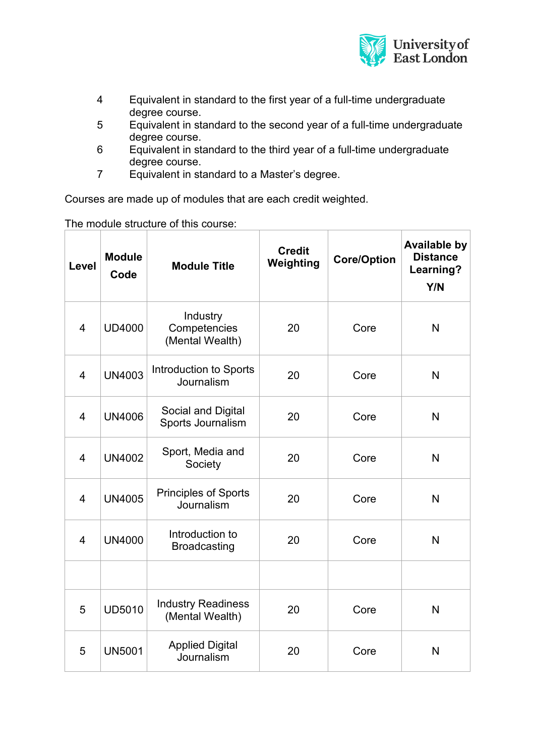4	Equivalent in standard to the first year of a full-time undergraduate degree course.
5	Equivalent in standard to the second year of a full-time undergraduate degree course.
6	Equivalent in standard to the third year of a full-time undergraduate degree course.
7	Equivalent in standard to a Master's degree.

Courses are made up of modules that are each credit weighted.

The module structure of this course:

| Level | Module Code | Module Title | Credit Weighting | Core/Option | Available by Distance Learning? Y/N |
|---|---|---|---|---|---|
| 4 | UD4000 | Industry Competencies (Mental Wealth) | 20 | Core | N |
| 4 | UN4003 | Introduction to Sports Journalism | 20 | Core | N |
| 4 | UN4006 | Social and Digital Sports Journalism | 20 | Core | N |
| 4 | UN4002 | Sport, Media and Society | 20 | Core | N |
| 4 | UN4005 | Principles of Sports Journalism | 20 | Core | N |
| 4 | UN4000 | Introduction to Broadcasting | 20 | Core | N |
| | | | | | |
| 5 | UD5010 | Industry Readiness (Mental Wealth) | 20 | Core | N |
| 5 | UN5001 | Applied Digital Journalism | 20 | Core | N |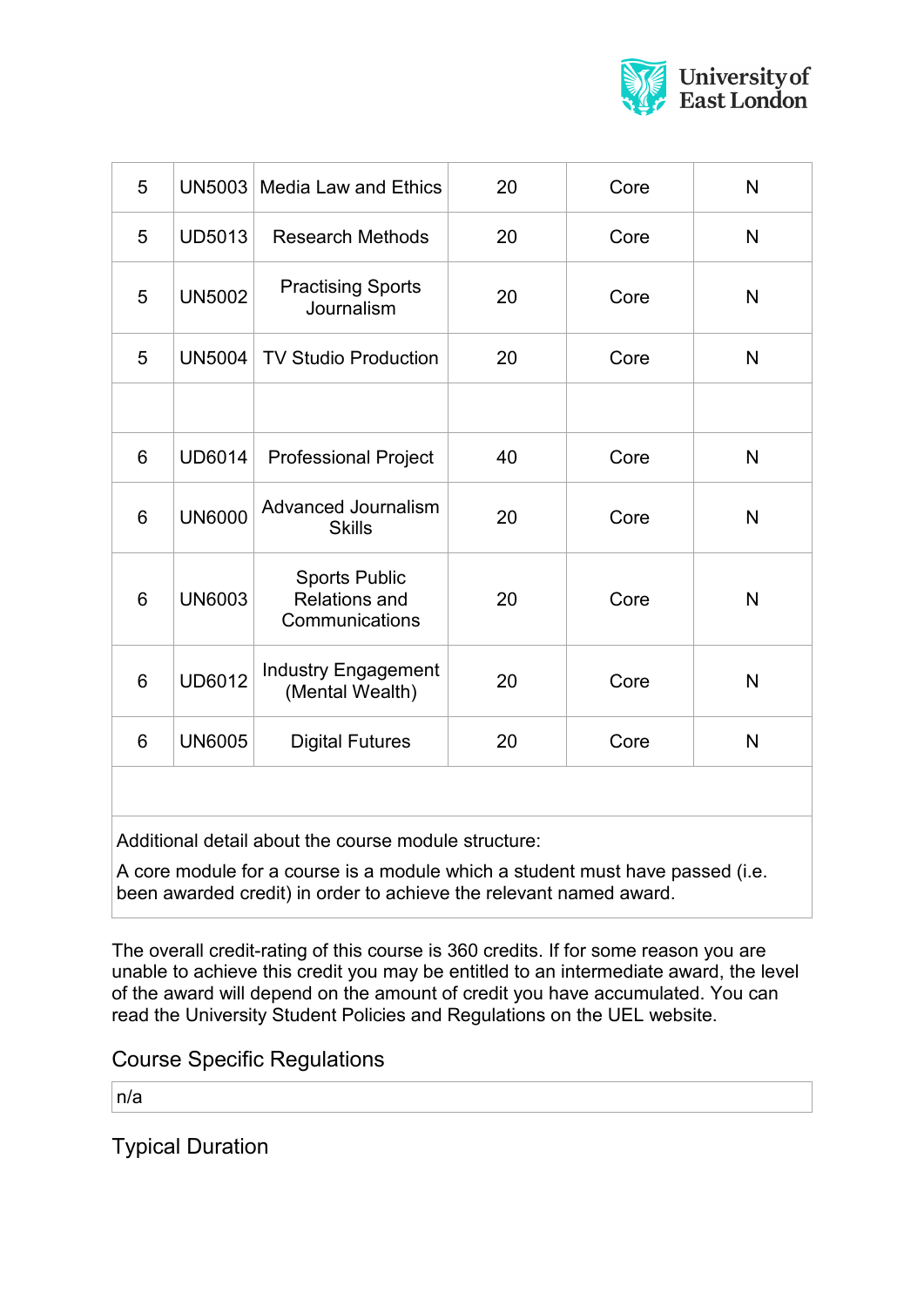| | | | | | |
|---|---|---|---|---|---|
| 5 | UN5003 | Media Law and Ethics | 20 | Core | N |
| 5 | UD5013 | Research Methods | 20 | Core | N |
| 5 | UN5002 | Practising Sports Journalism | 20 | Core | N |
| 5 | UN5004 | TV Studio Production | 20 | Core | N |
| | | | | | |
| 6 | UD6014 | Professional Project | 40 | Core | N |
| 6 | UN6000 | Advanced Journalism Skills | 20 | Core | N |
| 6 | UN6003 | Sports Public Relations and Communications | 20 | Core | N |
| 6 | UD6012 | Industry Engagement (Mental Wealth) | 20 | Core | N |
| 6 | UN6005 | Digital Futures | 20 | Core | N |

Additional detail about the course module structure:

A core module for a course is a module which a student must have passed (i.e. been awarded credit) in order to achieve the relevant named award.

The overall credit-rating of this course is 360 credits. If for some reason you are unable to achieve this credit you may be entitled to an intermediate award, the level of the award will depend on the amount of credit you have accumulated. You can read the University Student Policies and Regulations on the UEL website.

## Course Specific Regulations

n/a

## Typical Duration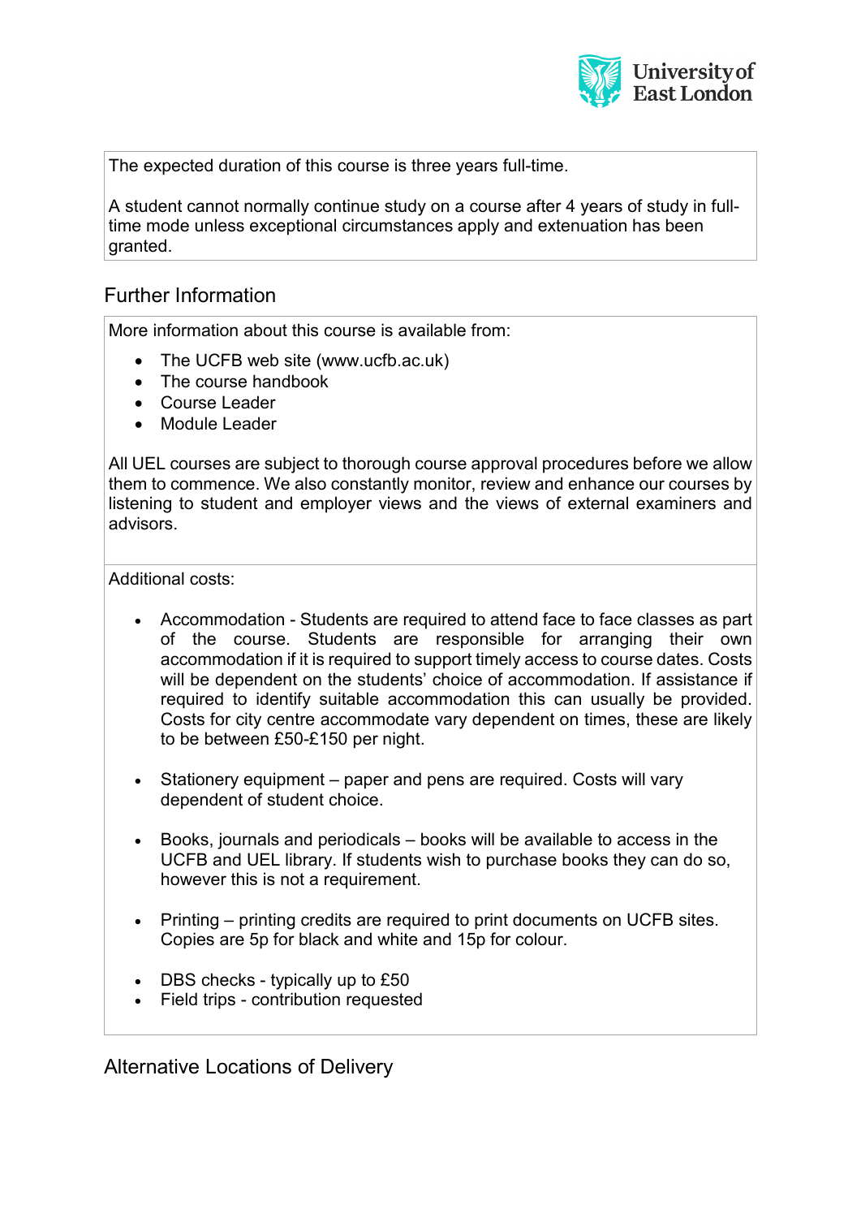The expected duration of this course is three years full-time.

A student cannot normally continue study on a course after 4 years of study in full-time mode unless exceptional circumstances apply and extenuation has been granted.

## Further Information

More information about this course is available from:

- The UCFB web site (www.ucfb.ac.uk)
- The course handbook
- Course Leader
- Module Leader

All UEL courses are subject to thorough course approval procedures before we allow them to commence. We also constantly monitor, review and enhance our courses by listening to student and employer views and the views of external examiners and advisors.

Additional costs:

- Accommodation - Students are required to attend face to face classes as part of the course. Students are responsible for arranging their own accommodation if it is required to support timely access to course dates. Costs will be dependent on the students' choice of accommodation. If assistance if required to identify suitable accommodation this can usually be provided. Costs for city centre accommodate vary dependent on times, these are likely to be between £50-£150 per night.

- Stationery equipment – paper and pens are required. Costs will vary dependent of student choice.

- Books, journals and periodicals – books will be available to access in the UCFB and UEL library. If students wish to purchase books they can do so, however this is not a requirement.

- Printing – printing credits are required to print documents on UCFB sites. Copies are 5p for black and white and 15p for colour.

- DBS checks - typically up to £50
- Field trips - contribution requested

## Alternative Locations of Delivery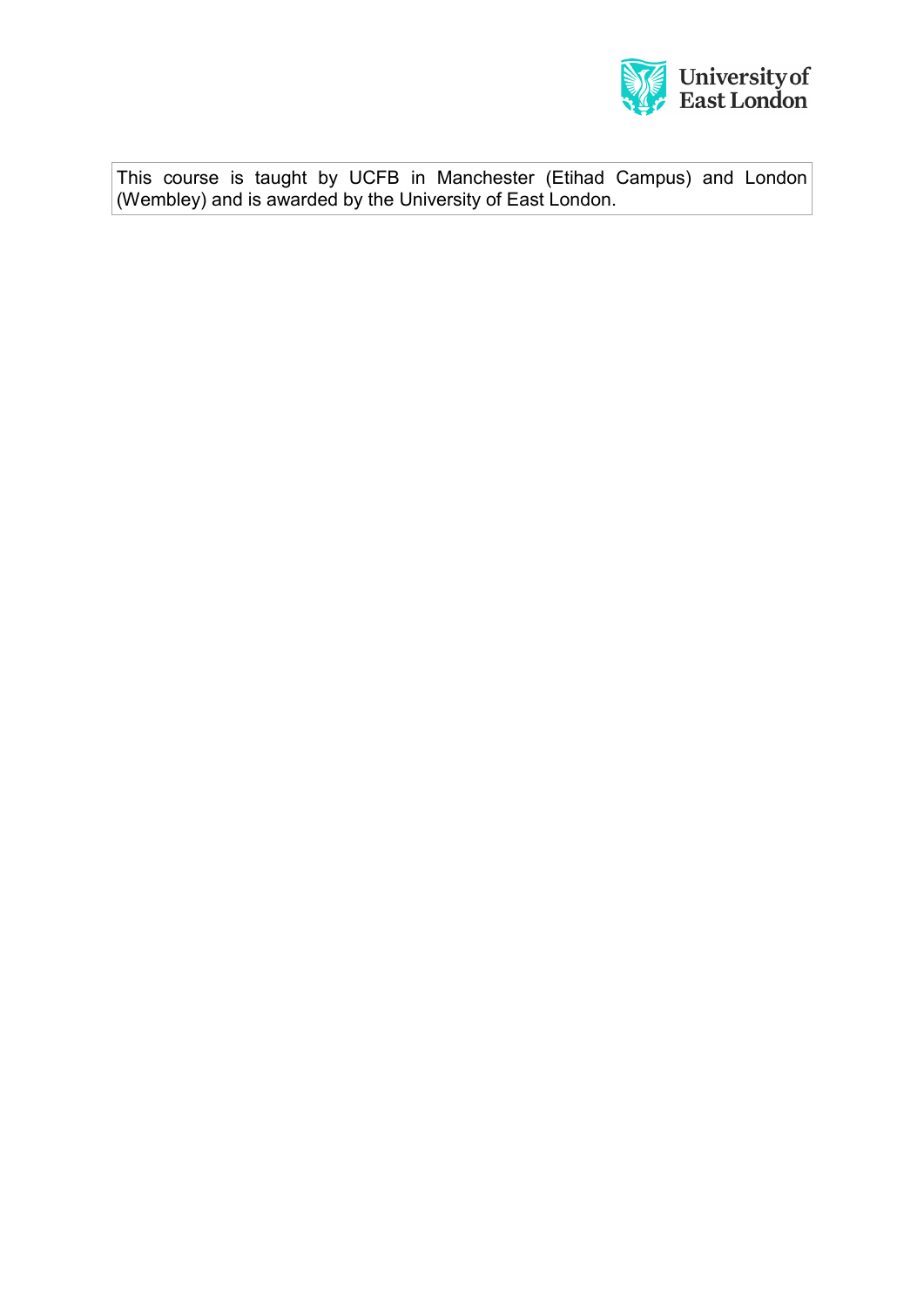This course is taught by UCFB in Manchester (Etihad Campus) and London (Wembley) and is awarded by the University of East London.